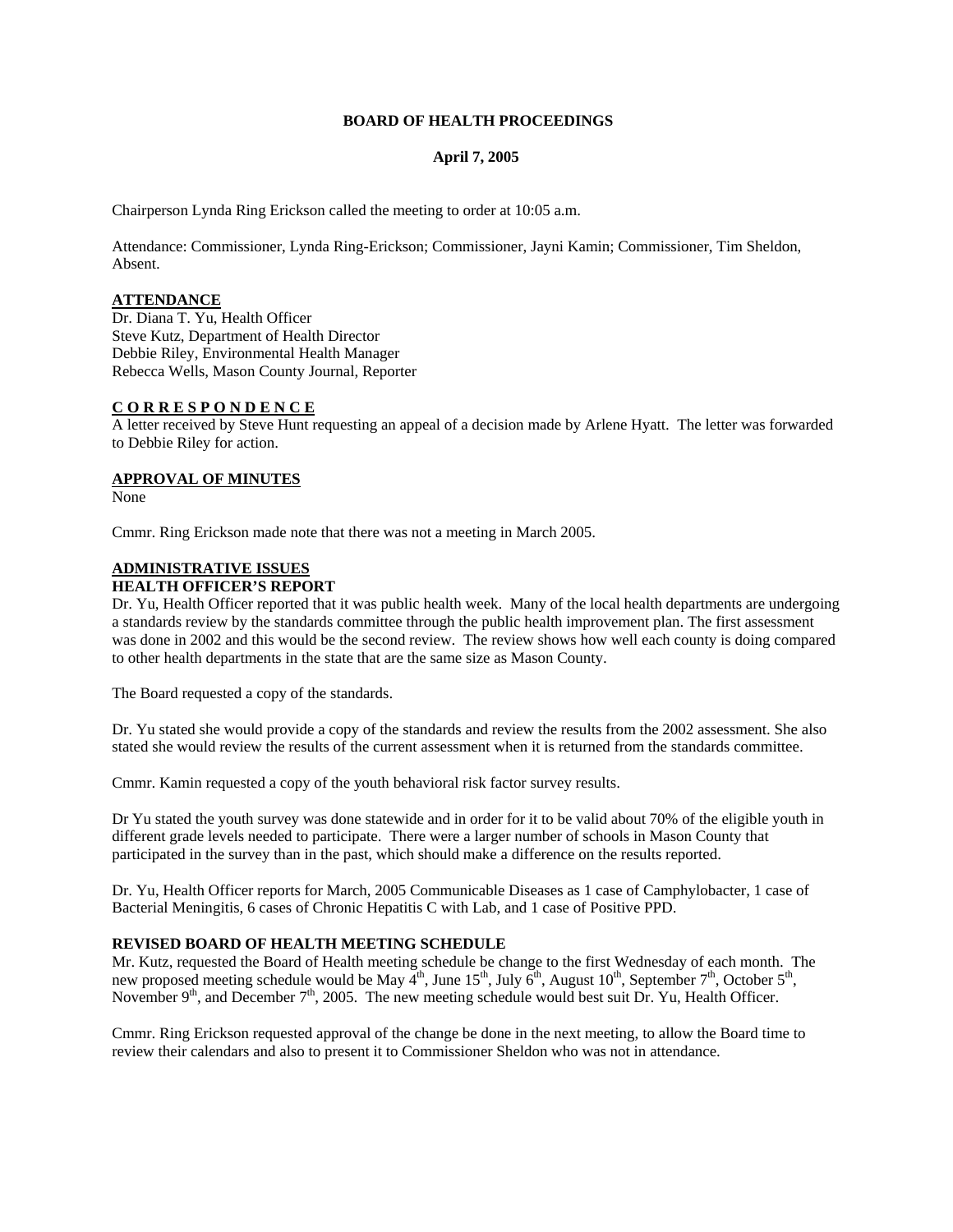# BOARD OF HEALTH PROCEEDINGS

**April 7, 2005**

Chairperson Lynda Ring Erickson called the meeting to order at 10:05 a.m.

Attendance: Commissioner, Lynda Ring-Erickson; Commissioner, Jayni Kamin; Commissioner, Tim Sheldon, Absent.

## ATTENDANCE

Dr. Diana T. Yu, Health Officer
Steve Kutz, Department of Health Director
Debbie Riley, Environmental Health Manager
Rebecca Wells, Mason County Journal, Reporter

## C O R R E S P O N D E N C E

A letter received by Steve Hunt requesting an appeal of a decision made by Arlene Hyatt. The letter was forwarded to Debbie Riley for action.

## APPROVAL OF MINUTES

None

Cmmr. Ring Erickson made note that there was not a meeting in March 2005.

## ADMINISTRATIVE ISSUES

### HEALTH OFFICER'S REPORT

Dr. Yu, Health Officer reported that it was public health week. Many of the local health departments are undergoing a standards review by the standards committee through the public health improvement plan. The first assessment was done in 2002 and this would be the second review. The review shows how well each county is doing compared to other health departments in the state that are the same size as Mason County.

The Board requested a copy of the standards.

Dr. Yu stated she would provide a copy of the standards and review the results from the 2002 assessment. She also stated she would review the results of the current assessment when it is returned from the standards committee.

Cmmr. Kamin requested a copy of the youth behavioral risk factor survey results.

Dr Yu stated the youth survey was done statewide and in order for it to be valid about 70% of the eligible youth in different grade levels needed to participate. There were a larger number of schools in Mason County that participated in the survey than in the past, which should make a difference on the results reported.

Dr. Yu, Health Officer reports for March, 2005 Communicable Diseases as 1 case of Camphylobacter, 1 case of Bacterial Meningitis, 6 cases of Chronic Hepatitis C with Lab, and 1 case of Positive PPD.

### REVISED BOARD OF HEALTH MEETING SCHEDULE

Mr. Kutz, requested the Board of Health meeting schedule be change to the first Wednesday of each month. The new proposed meeting schedule would be May 4th, June 15th, July 6th, August 10th, September 7th, October 5th, November 9th, and December 7th, 2005. The new meeting schedule would best suit Dr. Yu, Health Officer.

Cmmr. Ring Erickson requested approval of the change be done in the next meeting, to allow the Board time to review their calendars and also to present it to Commissioner Sheldon who was not in attendance.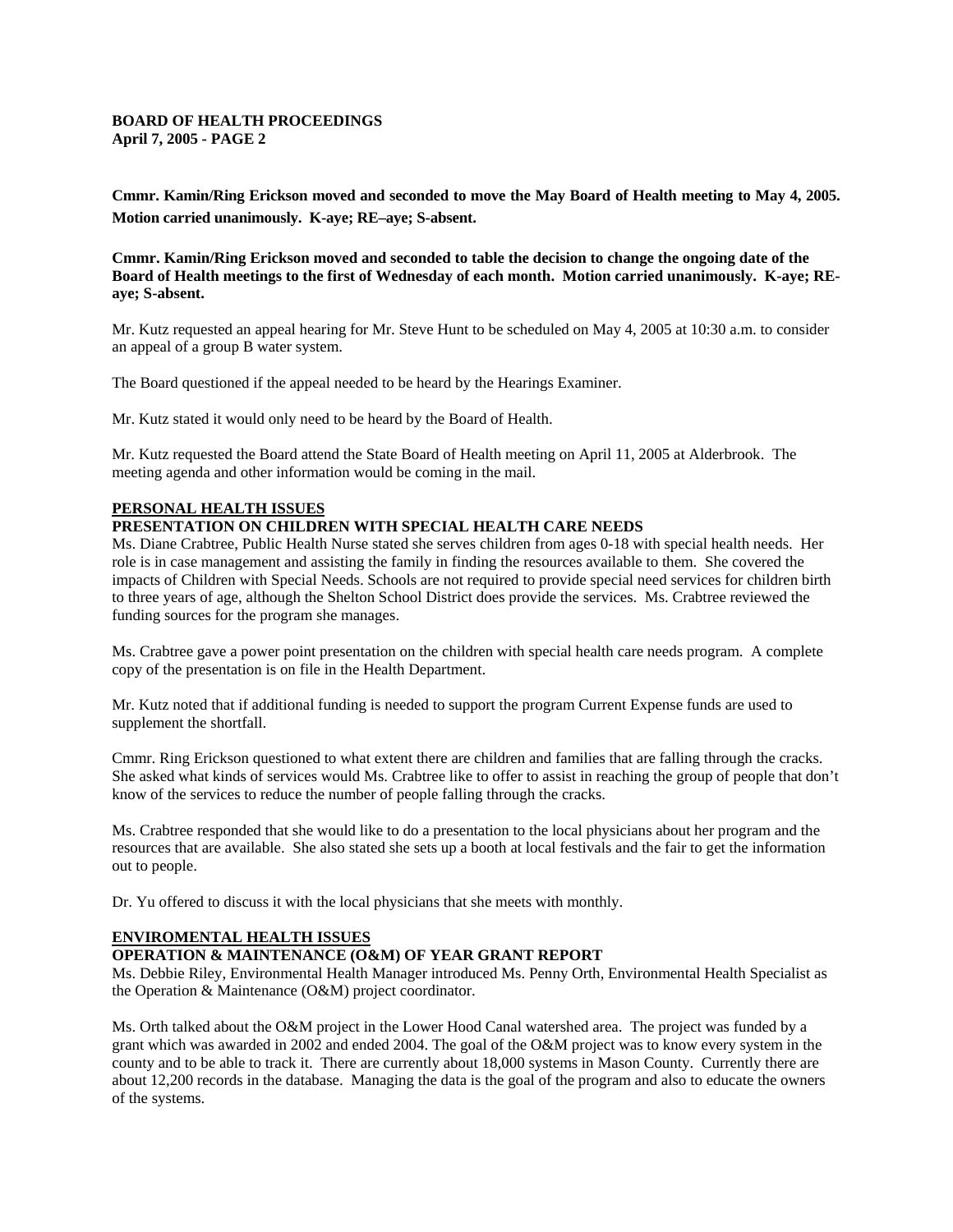**Cmmr. Kamin/Ring Erickson moved and seconded to move the May Board of Health meeting to May 4, 2005. Motion carried unanimously. K-aye; RE–aye; S-absent.**

**Cmmr. Kamin/Ring Erickson moved and seconded to table the decision to change the ongoing date of the Board of Health meetings to the first of Wednesday of each month. Motion carried unanimously. K-aye; RE-aye; S-absent.**

Mr. Kutz requested an appeal hearing for Mr. Steve Hunt to be scheduled on May 4, 2005 at 10:30 a.m. to consider an appeal of a group B water system.

The Board questioned if the appeal needed to be heard by the Hearings Examiner.

Mr. Kutz stated it would only need to be heard by the Board of Health.

Mr. Kutz requested the Board attend the State Board of Health meeting on April 11, 2005 at Alderbrook. The meeting agenda and other information would be coming in the mail.

## PERSONAL HEALTH ISSUES

### PRESENTATION ON CHILDREN WITH SPECIAL HEALTH CARE NEEDS

Ms. Diane Crabtree, Public Health Nurse stated she serves children from ages 0-18 with special health needs. Her role is in case management and assisting the family in finding the resources available to them. She covered the impacts of Children with Special Needs. Schools are not required to provide special need services for children birth to three years of age, although the Shelton School District does provide the services. Ms. Crabtree reviewed the funding sources for the program she manages.

Ms. Crabtree gave a power point presentation on the children with special health care needs program. A complete copy of the presentation is on file in the Health Department.

Mr. Kutz noted that if additional funding is needed to support the program Current Expense funds are used to supplement the shortfall.

Cmmr. Ring Erickson questioned to what extent there are children and families that are falling through the cracks. She asked what kinds of services would Ms. Crabtree like to offer to assist in reaching the group of people that don't know of the services to reduce the number of people falling through the cracks.

Ms. Crabtree responded that she would like to do a presentation to the local physicians about her program and the resources that are available. She also stated she sets up a booth at local festivals and the fair to get the information out to people.

Dr. Yu offered to discuss it with the local physicians that she meets with monthly.

## ENVIROMENTAL HEALTH ISSUES

### OPERATION & MAINTENANCE (O&M) OF YEAR GRANT REPORT

Ms. Debbie Riley, Environmental Health Manager introduced Ms. Penny Orth, Environmental Health Specialist as the Operation & Maintenance (O&M) project coordinator.

Ms. Orth talked about the O&M project in the Lower Hood Canal watershed area. The project was funded by a grant which was awarded in 2002 and ended 2004. The goal of the O&M project was to know every system in the county and to be able to track it. There are currently about 18,000 systems in Mason County. Currently there are about 12,200 records in the database. Managing the data is the goal of the program and also to educate the owners of the systems.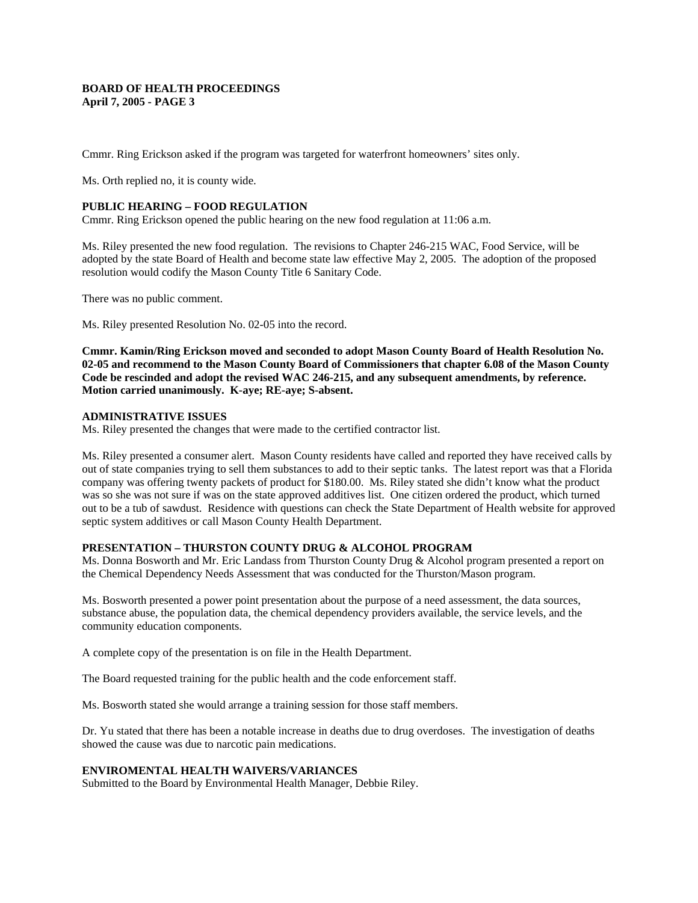Cmmr. Ring Erickson asked if the program was targeted for waterfront homeowners' sites only.

Ms. Orth replied no, it is county wide.

**PUBLIC HEARING – FOOD REGULATION**

Cmmr. Ring Erickson opened the public hearing on the new food regulation at 11:06 a.m.

Ms. Riley presented the new food regulation. The revisions to Chapter 246-215 WAC, Food Service, will be adopted by the state Board of Health and become state law effective May 2, 2005. The adoption of the proposed resolution would codify the Mason County Title 6 Sanitary Code.

There was no public comment.

Ms. Riley presented Resolution No. 02-05 into the record.

**Cmmr. Kamin/Ring Erickson moved and seconded to adopt Mason County Board of Health Resolution No. 02-05 and recommend to the Mason County Board of Commissioners that chapter 6.08 of the Mason County Code be rescinded and adopt the revised WAC 246-215, and any subsequent amendments, by reference. Motion carried unanimously. K-aye; RE-aye; S-absent.**

**ADMINISTRATIVE ISSUES**

Ms. Riley presented the changes that were made to the certified contractor list.

Ms. Riley presented a consumer alert. Mason County residents have called and reported they have received calls by out of state companies trying to sell them substances to add to their septic tanks. The latest report was that a Florida company was offering twenty packets of product for $180.00. Ms. Riley stated she didn't know what the product was so she was not sure if was on the state approved additives list. One citizen ordered the product, which turned out to be a tub of sawdust. Residence with questions can check the State Department of Health website for approved septic system additives or call Mason County Health Department.

**PRESENTATION – THURSTON COUNTY DRUG & ALCOHOL PROGRAM**

Ms. Donna Bosworth and Mr. Eric Landass from Thurston County Drug & Alcohol program presented a report on the Chemical Dependency Needs Assessment that was conducted for the Thurston/Mason program.

Ms. Bosworth presented a power point presentation about the purpose of a need assessment, the data sources, substance abuse, the population data, the chemical dependency providers available, the service levels, and the community education components.

A complete copy of the presentation is on file in the Health Department.

The Board requested training for the public health and the code enforcement staff.

Ms. Bosworth stated she would arrange a training session for those staff members.

Dr. Yu stated that there has been a notable increase in deaths due to drug overdoses. The investigation of deaths showed the cause was due to narcotic pain medications.

**ENVIROMENTAL HEALTH WAIVERS/VARIANCES**

Submitted to the Board by Environmental Health Manager, Debbie Riley.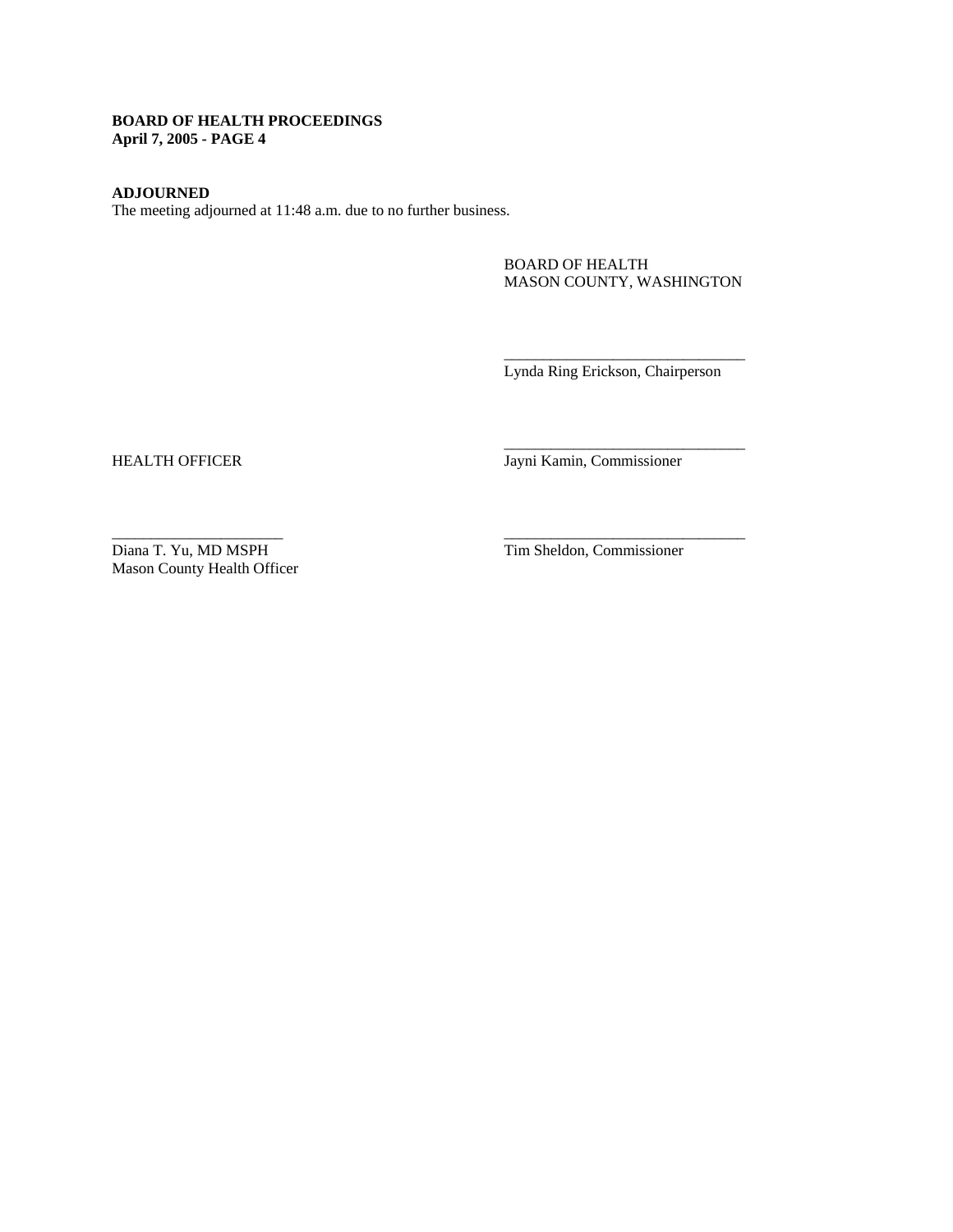**BOARD OF HEALTH PROCEEDINGS**
**April 7, 2005 - PAGE 4**

**ADJOURNED**
The meeting adjourned at 11:48 a.m. due to no further business.

BOARD OF HEALTH
MASON COUNTY, WASHINGTON

_______________________________
Lynda Ring Erickson, Chairperson

HEALTH OFFICER

_______________________________
Jayni Kamin, Commissioner

______________________
Diana T. Yu, MD MSPH
Mason County Health Officer

_______________________________
Tim Sheldon, Commissioner